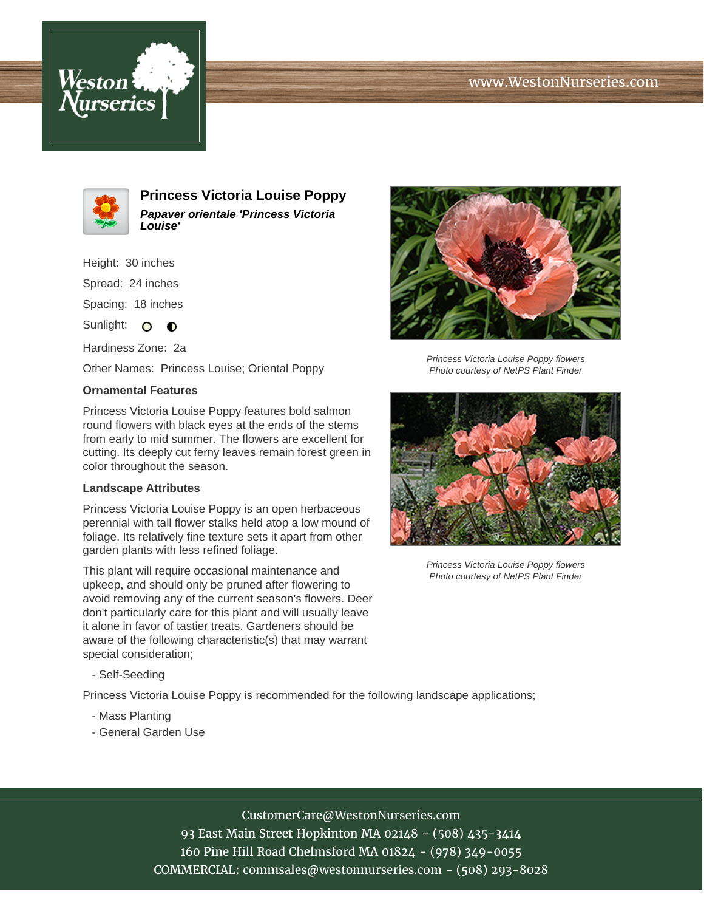# Princess Victoria Louise Poppy

***Papaver orientale 'Princess Victoria Louise'***

Height: 30 inches

Spread: 24 inches

Spacing: 18 inches

Sunlight:

Hardiness Zone: 2a

Other Names: Princess Louise; Oriental Poppy

*Princess Victoria Louise Poppy flowers*
*Photo courtesy of NetPS Plant Finder*

*Princess Victoria Louise Poppy flowers*
*Photo courtesy of NetPS Plant Finder*

### Ornamental Features

Princess Victoria Louise Poppy features bold salmon round flowers with black eyes at the ends of the stems from early to mid summer. The flowers are excellent for cutting. Its deeply cut ferny leaves remain forest green in color throughout the season.

### Landscape Attributes

Princess Victoria Louise Poppy is an open herbaceous perennial with tall flower stalks held atop a low mound of foliage. Its relatively fine texture sets it apart from other garden plants with less refined foliage.

This plant will require occasional maintenance and upkeep, and should only be pruned after flowering to avoid removing any of the current season's flowers. Deer don't particularly care for this plant and will usually leave it alone in favor of tastier treats. Gardeners should be aware of the following characteristic(s) that may warrant special consideration;

- Self-Seeding

Princess Victoria Louise Poppy is recommended for the following landscape applications;

- Mass Planting
- General Garden Use

CustomerCare@WestonNurseries.com
93 East Main Street Hopkinton MA 02148 - (508) 435-3414
160 Pine Hill Road Chelmsford MA 01824 - (978) 349-0055
COMMERCIAL: commsales@westonnurseries.com - (508) 293-8028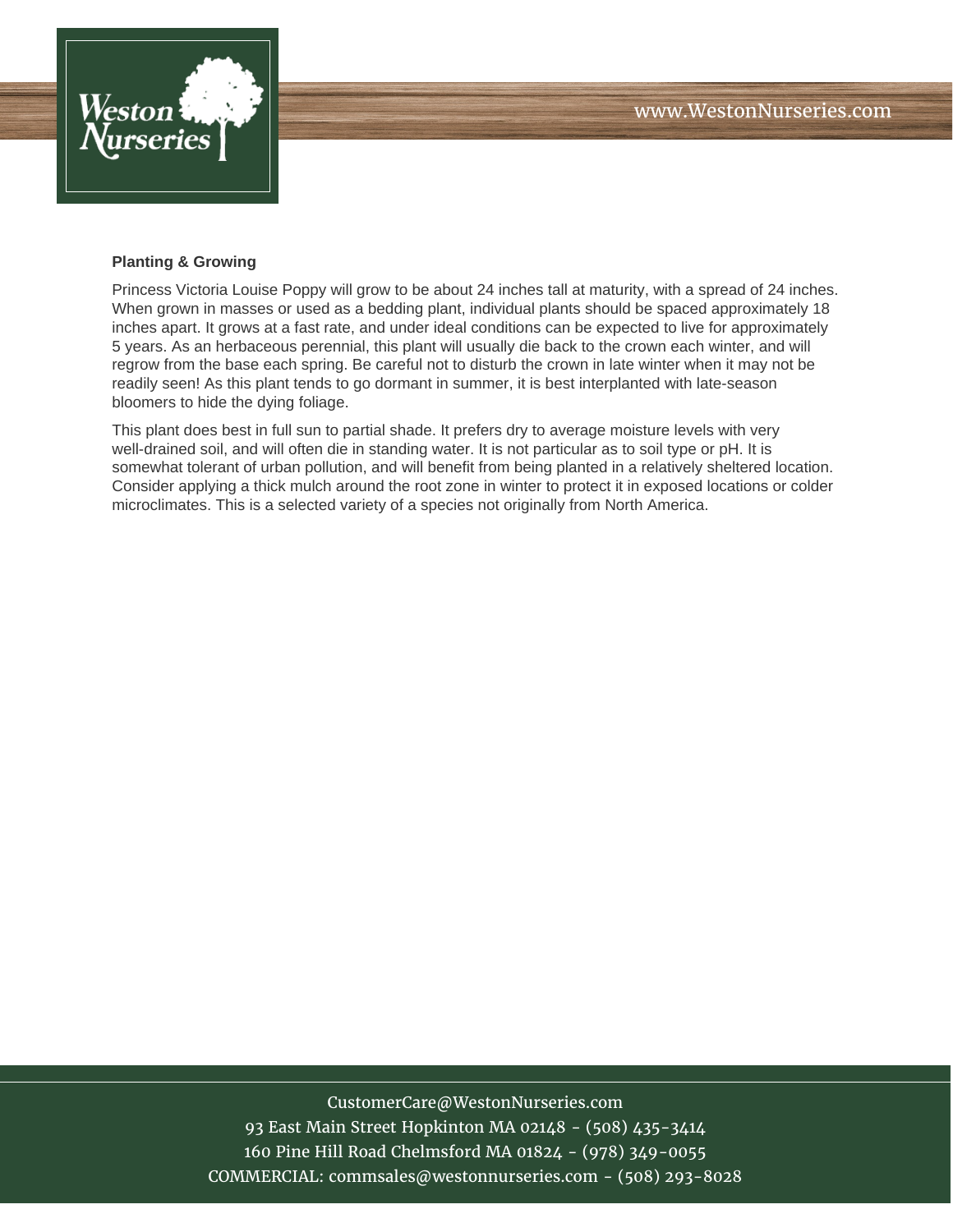**Planting & Growing**

Princess Victoria Louise Poppy will grow to be about 24 inches tall at maturity, with a spread of 24 inches. When grown in masses or used as a bedding plant, individual plants should be spaced approximately 18 inches apart. It grows at a fast rate, and under ideal conditions can be expected to live for approximately 5 years. As an herbaceous perennial, this plant will usually die back to the crown each winter, and will regrow from the base each spring. Be careful not to disturb the crown in late winter when it may not be readily seen! As this plant tends to go dormant in summer, it is best interplanted with late-season bloomers to hide the dying foliage.

This plant does best in full sun to partial shade. It prefers dry to average moisture levels with very well-drained soil, and will often die in standing water. It is not particular as to soil type or pH. It is somewhat tolerant of urban pollution, and will benefit from being planted in a relatively sheltered location. Consider applying a thick mulch around the root zone in winter to protect it in exposed locations or colder microclimates. This is a selected variety of a species not originally from North America.